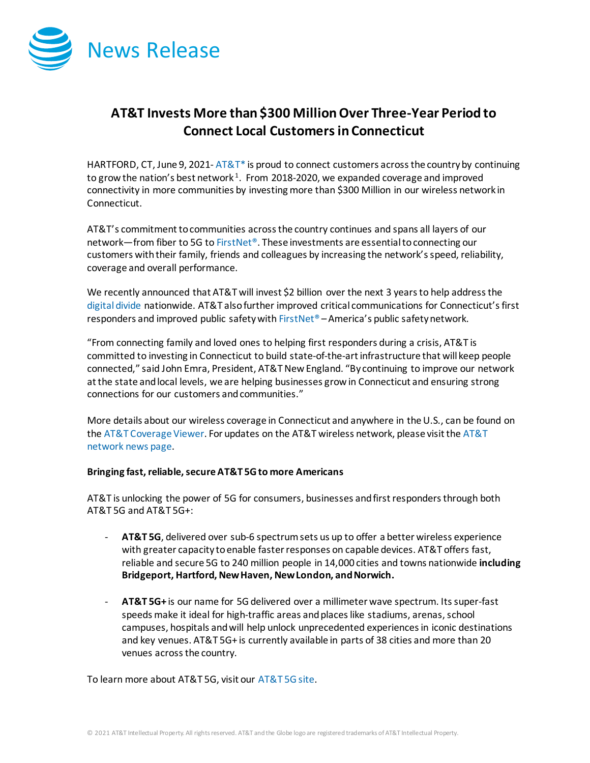News Release

# AT&T Invests More than $300 Million Over Three-Year Period to Connect Local Customers in Connecticut

HARTFORD, CT, June 9, 2021- AT&T* is proud to connect customers across the country by continuing to grow the nation's best network[1]. From 2018-2020, we expanded coverage and improved connectivity in more communities by investing more than $300 Million in our wireless network in Connecticut.

AT&T's commitment to communities across the country continues and spans all layers of our network—from fiber to 5G to FirstNet®. These investments are essential to connecting our customers with their family, friends and colleagues by increasing the network's speed, reliability, coverage and overall performance.

We recently announced that AT&T will invest $2 billion over the next 3 years to help address the digital divide nationwide. AT&T also further improved critical communications for Connecticut's first responders and improved public safety with FirstNet® – America's public safety network.

"From connecting family and loved ones to helping first responders during a crisis, AT&T is committed to investing in Connecticut to build state-of-the-art infrastructure that will keep people connected," said John Emra, President, AT&T New England. "By continuing to improve our network at the state and local levels, we are helping businesses grow in Connecticut and ensuring strong connections for our customers and communities."

More details about our wireless coverage in Connecticut and anywhere in the U.S., can be found on the AT&T Coverage Viewer. For updates on the AT&T wireless network, please visit the AT&T network news page.

**Bringing fast, reliable, secure AT&T 5G to more Americans**

AT&T is unlocking the power of 5G for consumers, businesses and first responders through both AT&T 5G and AT&T 5G+:

- **AT&T 5G**, delivered over sub-6 spectrum sets us up to offer a better wireless experience with greater capacity to enable faster responses on capable devices. AT&T offers fast, reliable and secure 5G to 240 million people in 14,000 cities and towns nationwide **including Bridgeport, Hartford, New Haven, New London, and Norwich.**

- **AT&T 5G+** is our name for 5G delivered over a millimeter wave spectrum. Its super-fast speeds make it ideal for high-traffic areas and places like stadiums, arenas, school campuses, hospitals and will help unlock unprecedented experiences in iconic destinations and key venues. AT&T 5G+ is currently available in parts of 38 cities and more than 20 venues across the country.

To learn more about AT&T 5G, visit our AT&T 5G site.

© 2021 AT&T Intellectual Property. All rights reserved. AT&T and the Globe logo are registered trademarks of AT&T Intellectual Property.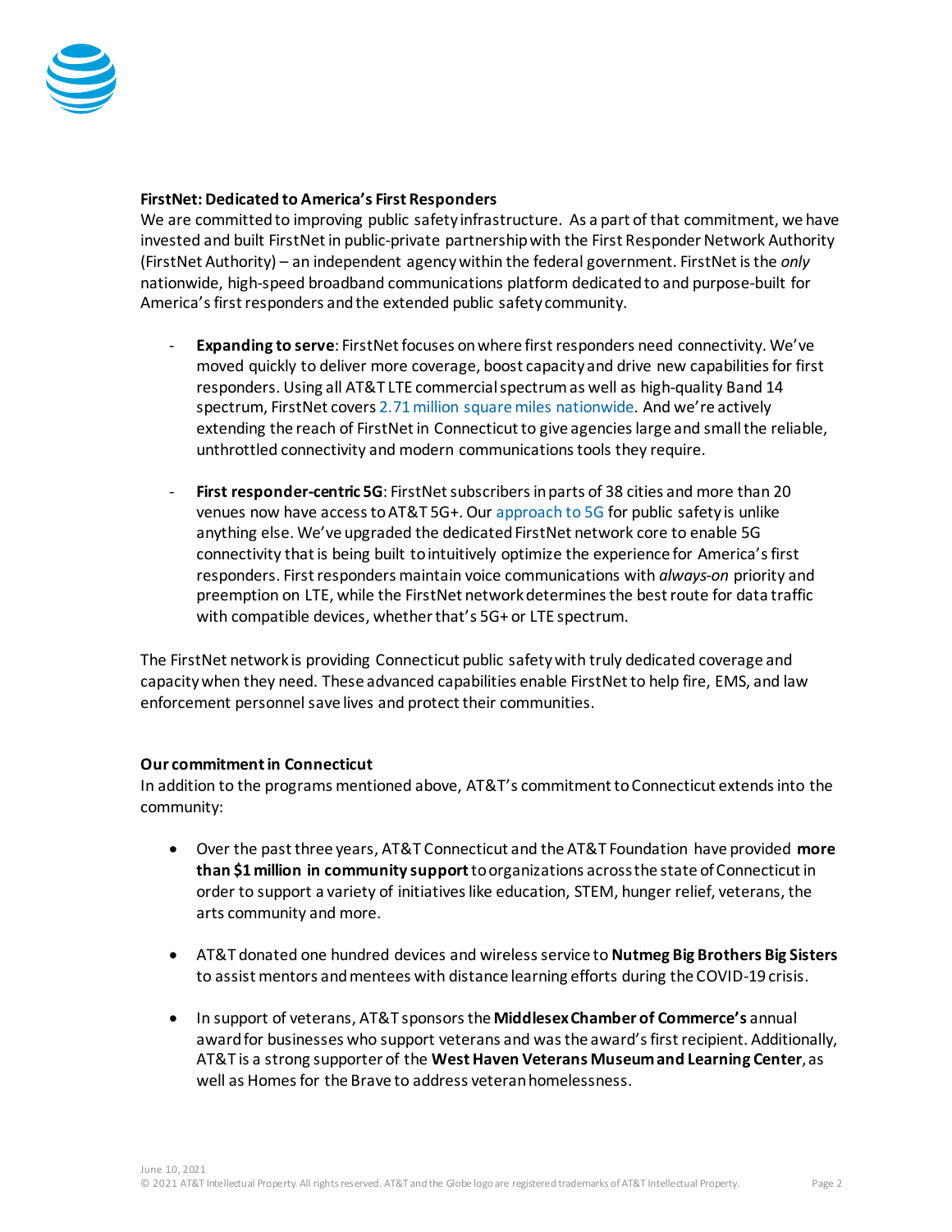**FirstNet: Dedicated to America's First Responders**

We are committed to improving public safety infrastructure. As a part of that commitment, we have invested and built FirstNet in public-private partnership with the First Responder Network Authority (FirstNet Authority) – an independent agency within the federal government. FirstNet is the *only* nationwide, high-speed broadband communications platform dedicated to and purpose-built for America's first responders and the extended public safety community.

- **Expanding to serve**: FirstNet focuses on where first responders need connectivity. We've moved quickly to deliver more coverage, boost capacity and drive new capabilities for first responders. Using all AT&T LTE commercial spectrum as well as high-quality Band 14 spectrum, FirstNet covers 2.71 million square miles nationwide. And we're actively extending the reach of FirstNet in Connecticut to give agencies large and small the reliable, unthrottled connectivity and modern communications tools they require.

- **First responder-centric 5G**: FirstNet subscribers in parts of 38 cities and more than 20 venues now have access to AT&T 5G+. Our approach to 5G for public safety is unlike anything else. We've upgraded the dedicated FirstNet network core to enable 5G connectivity that is being built to intuitively optimize the experience for America's first responders. First responders maintain voice communications with *always-on* priority and preemption on LTE, while the FirstNet network determines the best route for data traffic with compatible devices, whether that's 5G+ or LTE spectrum.

The FirstNet network is providing Connecticut public safety with truly dedicated coverage and capacity when they need. These advanced capabilities enable FirstNet to help fire, EMS, and law enforcement personnel save lives and protect their communities.

**Our commitment in Connecticut**

In addition to the programs mentioned above, AT&T's commitment to Connecticut extends into the community:

- Over the past three years, AT&T Connecticut and the AT&T Foundation have provided **more than $1 million in community support** to organizations across the state of Connecticut in order to support a variety of initiatives like education, STEM, hunger relief, veterans, the arts community and more.

- AT&T donated one hundred devices and wireless service to **Nutmeg Big Brothers Big Sisters** to assist mentors and mentees with distance learning efforts during the COVID-19 crisis.

- In support of veterans, AT&T sponsors the **Middlesex Chamber of Commerce's** annual award for businesses who support veterans and was the award's first recipient. Additionally, AT&T is a strong supporter of the **West Haven Veterans Museum and Learning Center**, as well as Homes for the Brave to address veteran homelessness.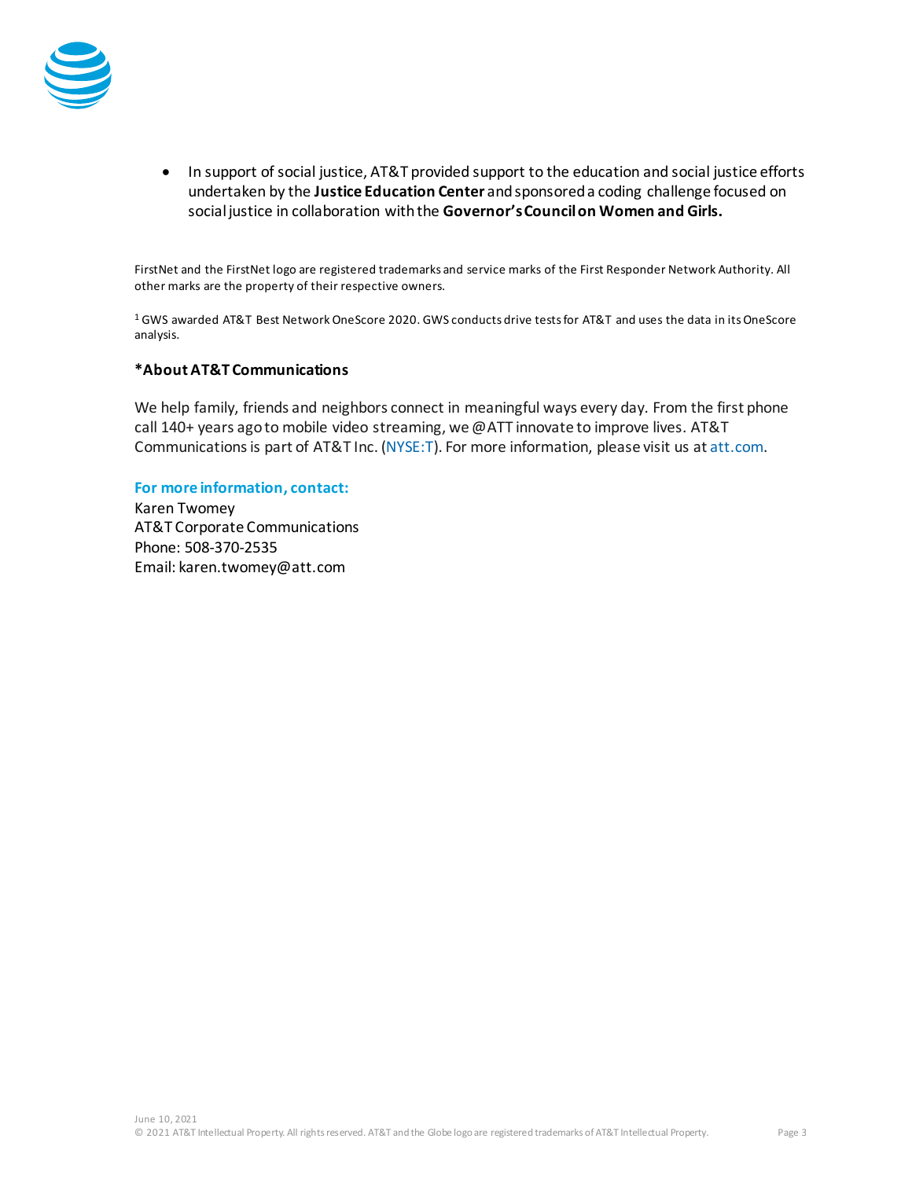- In support of social justice, AT&T provided support to the education and social justice efforts undertaken by the **Justice Education Center** and sponsored a coding challenge focused on social justice in collaboration with the **Governor's Council on Women and Girls.**

FirstNet and the FirstNet logo are registered trademarks and service marks of the First Responder Network Authority. All other marks are the property of their respective owners.

[1] GWS awarded AT&T Best Network OneScore 2020. GWS conducts drive tests for AT&T and uses the data in its OneScore analysis.

**\*About AT&T Communications**

We help family, friends and neighbors connect in meaningful ways every day. From the first phone call 140+ years ago to mobile video streaming, we @ATT innovate to improve lives. AT&T Communications is part of AT&T Inc. (NYSE:T). For more information, please visit us at att.com.

**For more information, contact:**
Karen Twomey
AT&T Corporate Communications
Phone: 508-370-2535
Email: karen.twomey@att.com

June 10, 2021
© 2021 AT&T Intellectual Property. All rights reserved. AT&T and the Globe logo are registered trademarks of AT&T Intellectual Property.